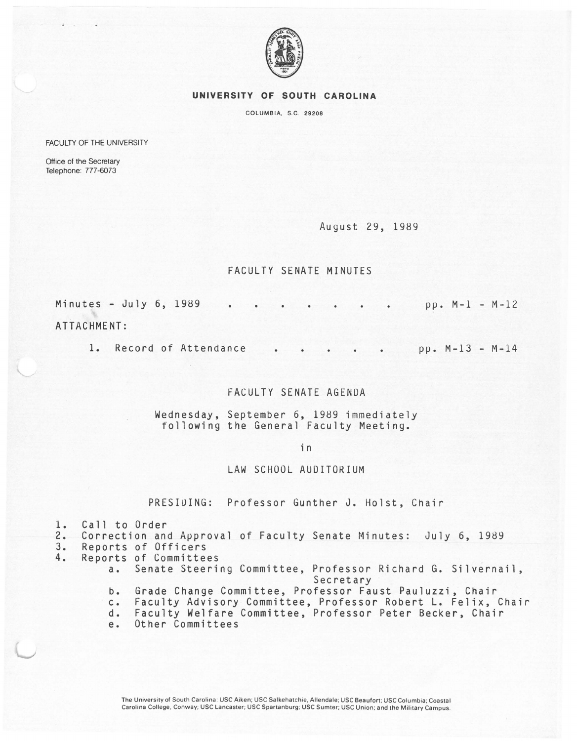# UNIVERSITY OF SOUTH CAROLINA

COLUMBIA, S.C. 29208

FACULTY OF THE UNIVERSITY

Office of the Secretary
Telephone: 777-6073

August 29, 1989

## FACULTY SENATE MINUTES

Minutes - July 6, 1989 . . . . . . . . pp. M-1 - M-12

ATTACHMENT:

1. Record of Attendance . . . . . . pp. M-13 - M-14

## FACULTY SENATE AGENDA

Wednesday, September 6, 1989 immediately following the General Faculty Meeting.

in

LAW SCHOOL AUDITORIUM

PRESIDING: Professor Gunther J. Holst, Chair

1. Call to Order
2. Correction and Approval of Faculty Senate Minutes: July 6, 1989
3. Reports of Officers
4. Reports of Committees
   a. Senate Steering Committee, Professor Richard G. Silvernail, Secretary
   b. Grade Change Committee, Professor Faust Pauluzzi, Chair
   c. Faculty Advisory Committee, Professor Robert L. Felix, Chair
   d. Faculty Welfare Committee, Professor Peter Becker, Chair
   e. Other Committees

The University of South Carolina: USC Aiken; USC Salkehatchie, Allendale; USC Beaufort; USC Columbia; Coastal Carolina College, Conway; USC Lancaster; USC Spartanburg; USC Sumter; USC Union; and the Military Campus.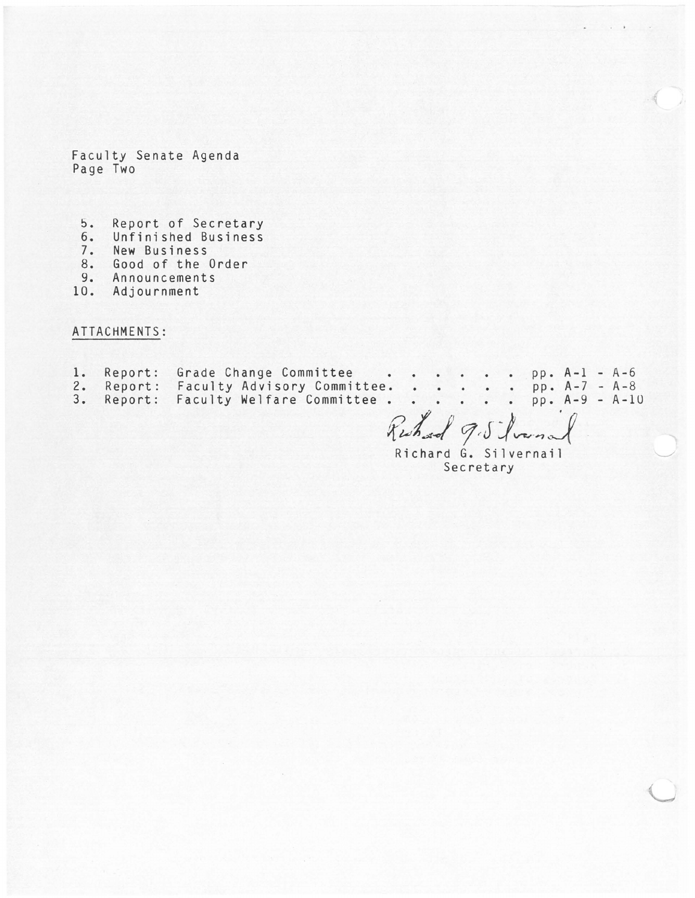Faculty Senate Agenda
Page Two

5. Report of Secretary
6. Unfinished Business
7. New Business
8. Good of the Order
9. Announcements
10. Adjournment

ATTACHMENTS:

1. Report: Grade Change Committee . . . . . . . pp. A-1 - A-6
2. Report: Faculty Advisory Committee. . . . . . pp. A-7 - A-8
3. Report: Faculty Welfare Committee . . . . . . pp. A-9 - A-10

Richard G. Silvernail
Secretary